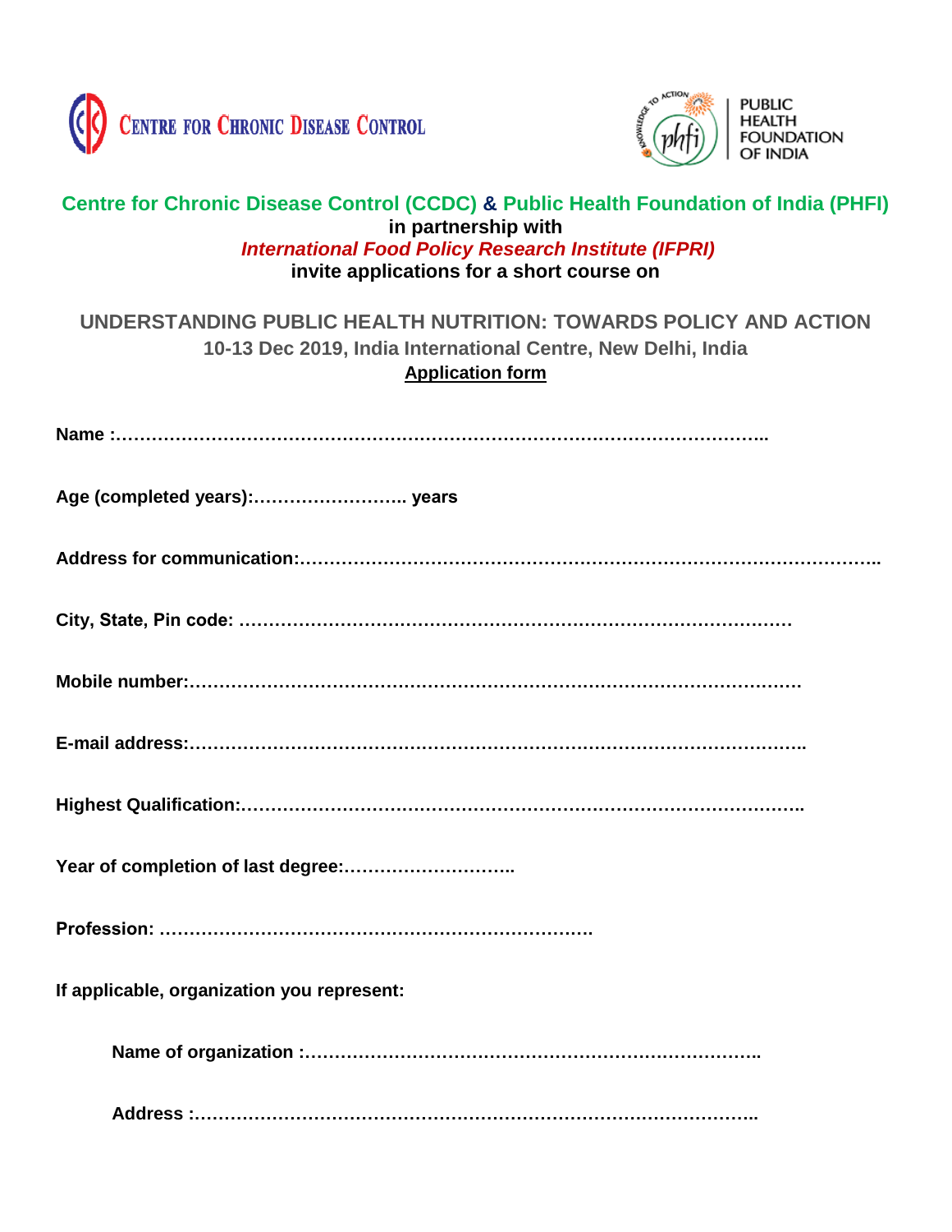CENTRE FOR CHRONIC DISEASE CONTROL

PUBLIC HEALTH FOUNDATION OF INDIA

**Centre for Chronic Disease Control (CCDC) & Public Health Foundation of India (PHFI)**
**in partnership with**
***International Food Policy Research Institute (IFPRI)***
**invite applications for a short course on**

## UNDERSTANDING PUBLIC HEALTH NUTRITION: TOWARDS POLICY AND ACTION

**10-13 Dec 2019, India International Centre, New Delhi, India**

**Application form**

**Name :**……………………………………………………………………………………………..

**Age (completed years):**…………………….. **years**

**Address for communication:**……………………………………………………………………………………..

**City, State, Pin code:** ………………………………………………………………………………

**Mobile number:**……………………………………………………………………………………….

**E-mail address:**……………………………………………………………………………………….

**Highest Qualification:**……………………………………………………………………………………..

**Year of completion of last degree:**………………………..

**Profession:** ……………………………………………………………….

**If applicable, organization you represent:**

**Name of organization :**…………………………………………………………………..

**Address :**…………………………………………………………………………………..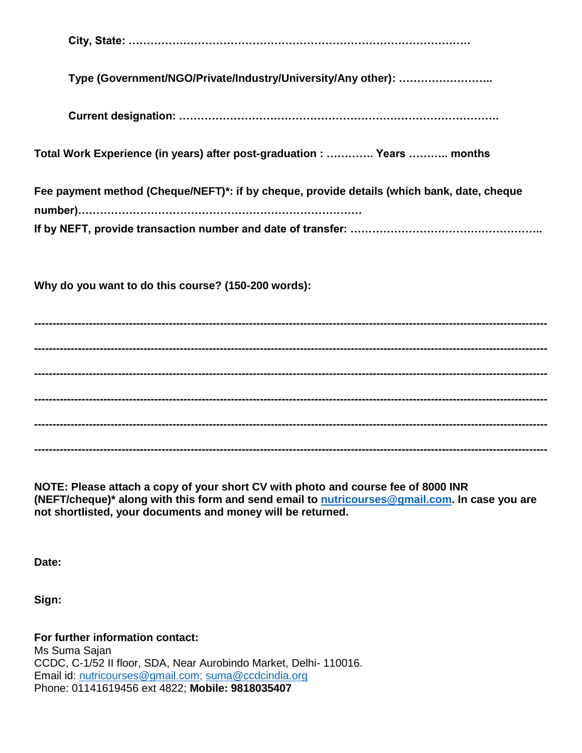**City, State: ……………………………………………………………………………………**

**Type (Government/NGO/Private/Industry/University/Any other): ……………………..**

**Current designation: ……………………………………………………………………………….**

**Total Work Experience (in years) after post-graduation : …………. Years ……….. months**

**Fee payment method (Cheque/NEFT)*: if by cheque, provide details (which bank, date, cheque number)……………………………………………………………………**
**If by NEFT, provide transaction number and date of transfer: ……………………………………………..**

**Why do you want to do this course? (150-200 words):**

**-------------------------------------------------------------------------------------------------------------------------------------**

**-------------------------------------------------------------------------------------------------------------------------------------**

**-------------------------------------------------------------------------------------------------------------------------------------**

**-------------------------------------------------------------------------------------------------------------------------------------**

**-------------------------------------------------------------------------------------------------------------------------------------**

**-------------------------------------------------------------------------------------------------------------------------------------**

**NOTE: Please attach a copy of your short CV with photo and course fee of 8000 INR (NEFT/cheque)* along with this form and send email to [nutricourses@gmail.com](mailto:nutricourses@gmail.com). In case you are not shortlisted, your documents and money will be returned.**

**Date:**

**Sign:**

**For further information contact:**
Ms Suma Sajan
CCDC, C-1/52 II floor, SDA, Near Aurobindo Market, Delhi- 110016.
Email id: nutricourses@gmail.com; suma@ccdcindia.org
Phone: 01141619456 ext 4822; **Mobile: 9818035407**